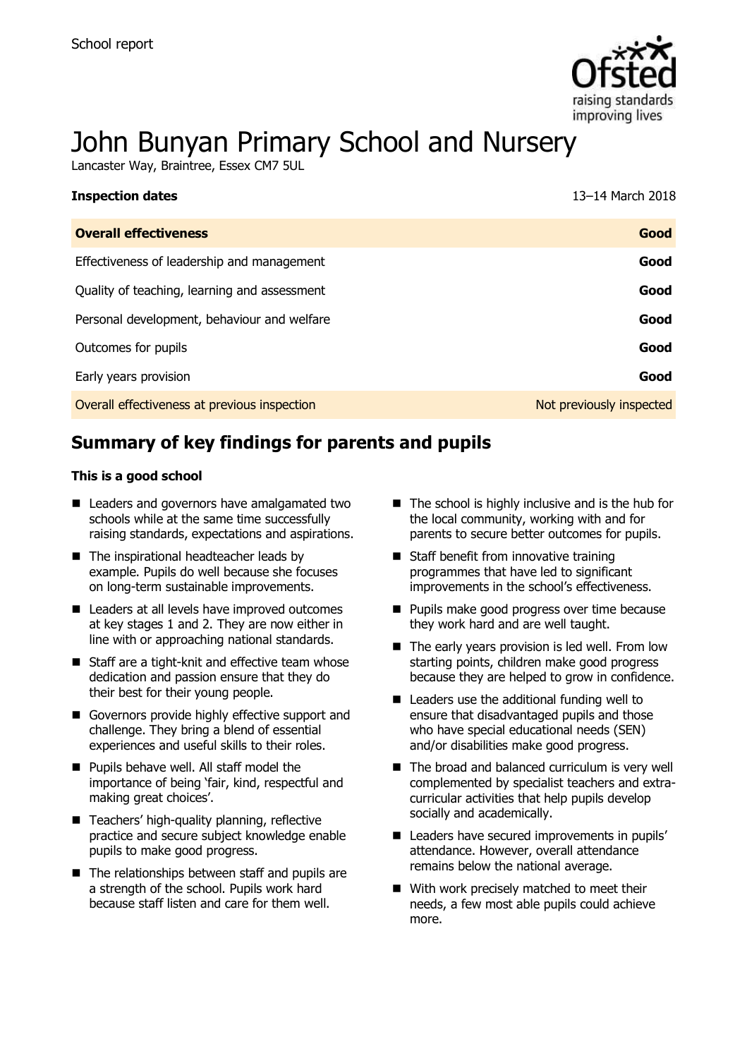School report

# John Bunyan Primary School and Nursery

Lancaster Way, Braintree, Essex CM7 5UL

| **Inspection dates** | 13–14 March 2018 |
| --- | --- |
| **Overall effectiveness** | **Good** |
| Effectiveness of leadership and management | **Good** |
| Quality of teaching, learning and assessment | **Good** |
| Personal development, behaviour and welfare | **Good** |
| Outcomes for pupils | **Good** |
| Early years provision | **Good** |
| Overall effectiveness at previous inspection | Not previously inspected |

## Summary of key findings for parents and pupils

**This is a good school**

- Leaders and governors have amalgamated two schools while at the same time successfully raising standards, expectations and aspirations.
- The inspirational headteacher leads by example. Pupils do well because she focuses on long-term sustainable improvements.
- Leaders at all levels have improved outcomes at key stages 1 and 2. They are now either in line with or approaching national standards.
- Staff are a tight-knit and effective team whose dedication and passion ensure that they do their best for their young people.
- Governors provide highly effective support and challenge. They bring a blend of essential experiences and useful skills to their roles.
- Pupils behave well. All staff model the importance of being 'fair, kind, respectful and making great choices'.
- Teachers' high-quality planning, reflective practice and secure subject knowledge enable pupils to make good progress.
- The relationships between staff and pupils are a strength of the school. Pupils work hard because staff listen and care for them well.
- The school is highly inclusive and is the hub for the local community, working with and for parents to secure better outcomes for pupils.
- Staff benefit from innovative training programmes that have led to significant improvements in the school's effectiveness.
- Pupils make good progress over time because they work hard and are well taught.
- The early years provision is led well. From low starting points, children make good progress because they are helped to grow in confidence.
- Leaders use the additional funding well to ensure that disadvantaged pupils and those who have special educational needs (SEN) and/or disabilities make good progress.
- The broad and balanced curriculum is very well complemented by specialist teachers and extra-curricular activities that help pupils develop socially and academically.
- Leaders have secured improvements in pupils' attendance. However, overall attendance remains below the national average.
- With work precisely matched to meet their needs, a few most able pupils could achieve more.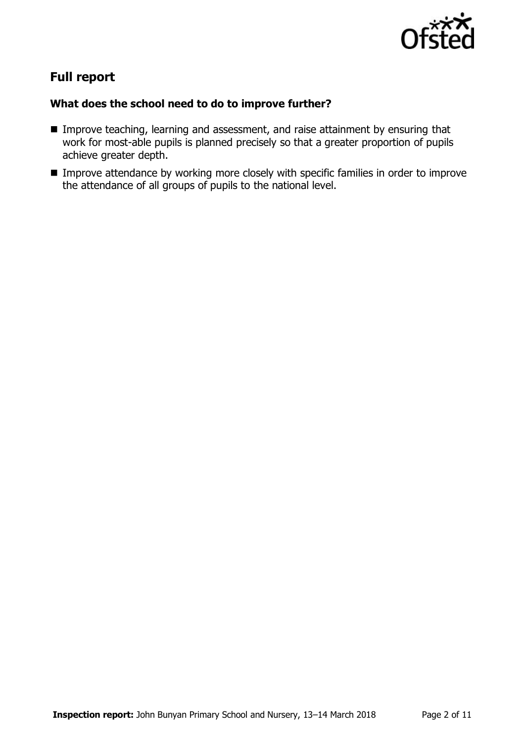## Full report

### What does the school need to do to improve further?

- Improve teaching, learning and assessment, and raise attainment by ensuring that work for most-able pupils is planned precisely so that a greater proportion of pupils achieve greater depth.
- Improve attendance by working more closely with specific families in order to improve the attendance of all groups of pupils to the national level.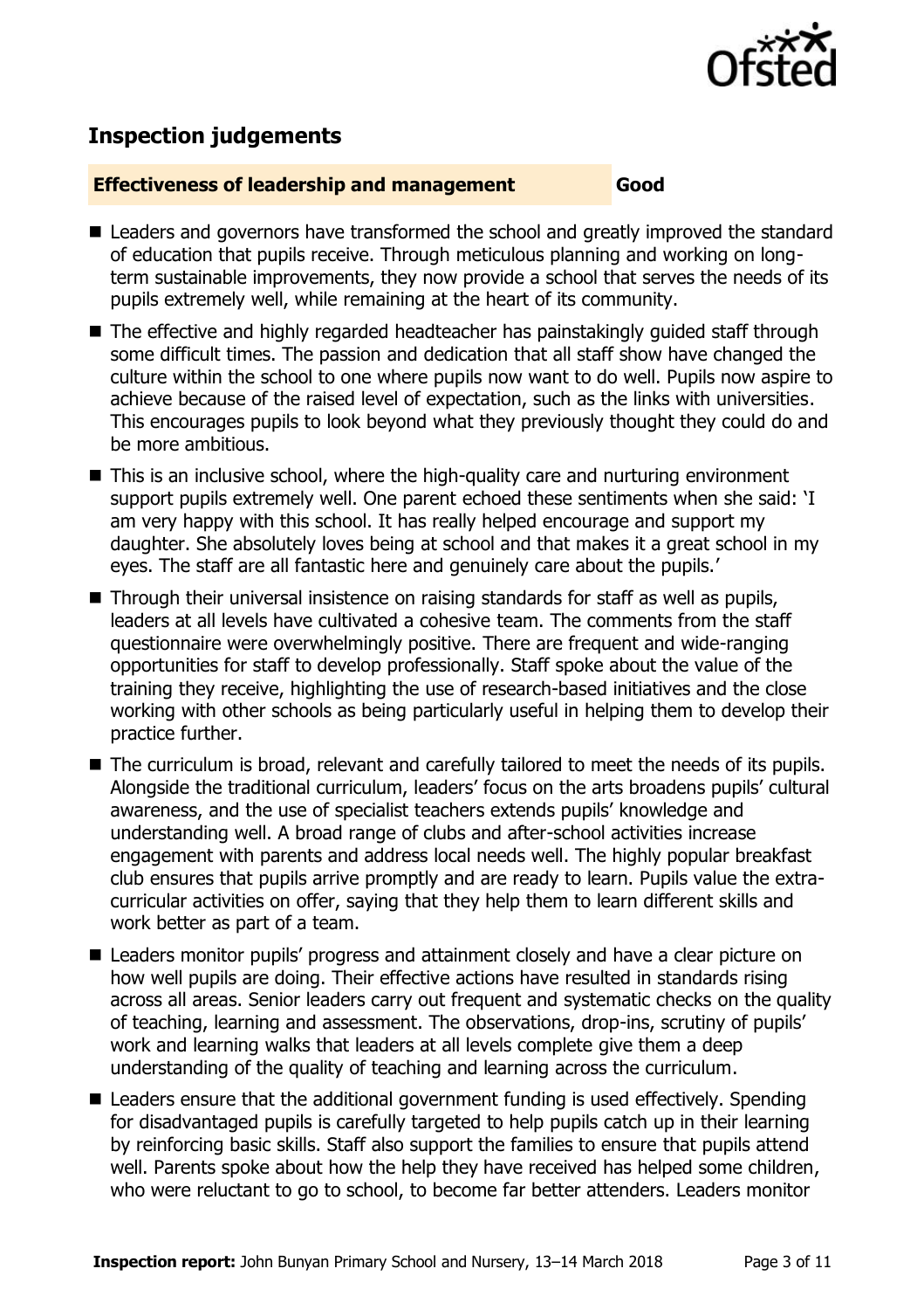## Inspection judgements

| **Effectiveness of leadership and management** | **Good** |
| --- | --- |

- Leaders and governors have transformed the school and greatly improved the standard of education that pupils receive. Through meticulous planning and working on long-term sustainable improvements, they now provide a school that serves the needs of its pupils extremely well, while remaining at the heart of its community.
- The effective and highly regarded headteacher has painstakingly guided staff through some difficult times. The passion and dedication that all staff show have changed the culture within the school to one where pupils now want to do well. Pupils now aspire to achieve because of the raised level of expectation, such as the links with universities. This encourages pupils to look beyond what they previously thought they could do and be more ambitious.
- This is an inclusive school, where the high-quality care and nurturing environment support pupils extremely well. One parent echoed these sentiments when she said: 'I am very happy with this school. It has really helped encourage and support my daughter. She absolutely loves being at school and that makes it a great school in my eyes. The staff are all fantastic here and genuinely care about the pupils.'
- Through their universal insistence on raising standards for staff as well as pupils, leaders at all levels have cultivated a cohesive team. The comments from the staff questionnaire were overwhelmingly positive. There are frequent and wide-ranging opportunities for staff to develop professionally. Staff spoke about the value of the training they receive, highlighting the use of research-based initiatives and the close working with other schools as being particularly useful in helping them to develop their practice further.
- The curriculum is broad, relevant and carefully tailored to meet the needs of its pupils. Alongside the traditional curriculum, leaders' focus on the arts broadens pupils' cultural awareness, and the use of specialist teachers extends pupils' knowledge and understanding well. A broad range of clubs and after-school activities increase engagement with parents and address local needs well. The highly popular breakfast club ensures that pupils arrive promptly and are ready to learn. Pupils value the extra-curricular activities on offer, saying that they help them to learn different skills and work better as part of a team.
- Leaders monitor pupils' progress and attainment closely and have a clear picture on how well pupils are doing. Their effective actions have resulted in standards rising across all areas. Senior leaders carry out frequent and systematic checks on the quality of teaching, learning and assessment. The observations, drop-ins, scrutiny of pupils' work and learning walks that leaders at all levels complete give them a deep understanding of the quality of teaching and learning across the curriculum.
- Leaders ensure that the additional government funding is used effectively. Spending for disadvantaged pupils is carefully targeted to help pupils catch up in their learning by reinforcing basic skills. Staff also support the families to ensure that pupils attend well. Parents spoke about how the help they have received has helped some children, who were reluctant to go to school, to become far better attenders. Leaders monitor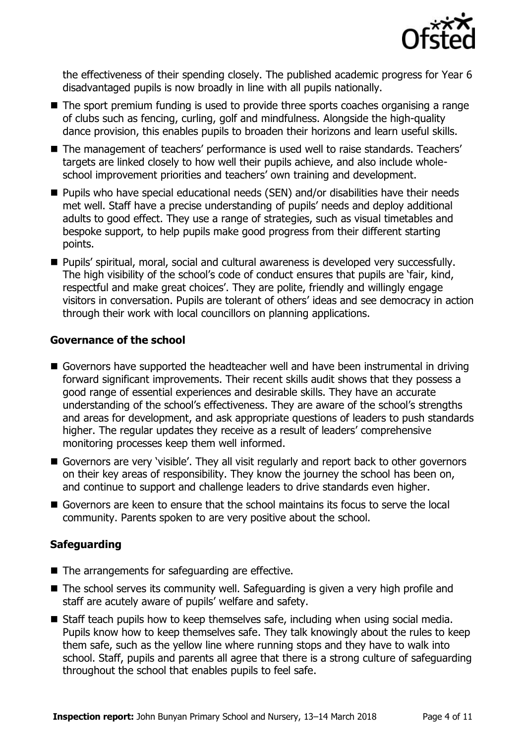the effectiveness of their spending closely. The published academic progress for Year 6 disadvantaged pupils is now broadly in line with all pupils nationally.

- The sport premium funding is used to provide three sports coaches organising a range of clubs such as fencing, curling, golf and mindfulness. Alongside the high-quality dance provision, this enables pupils to broaden their horizons and learn useful skills.
- The management of teachers' performance is used well to raise standards. Teachers' targets are linked closely to how well their pupils achieve, and also include whole-school improvement priorities and teachers' own training and development.
- Pupils who have special educational needs (SEN) and/or disabilities have their needs met well. Staff have a precise understanding of pupils' needs and deploy additional adults to good effect. They use a range of strategies, such as visual timetables and bespoke support, to help pupils make good progress from their different starting points.
- Pupils' spiritual, moral, social and cultural awareness is developed very successfully. The high visibility of the school's code of conduct ensures that pupils are 'fair, kind, respectful and make great choices'. They are polite, friendly and willingly engage visitors in conversation. Pupils are tolerant of others' ideas and see democracy in action through their work with local councillors on planning applications.

### Governance of the school

- Governors have supported the headteacher well and have been instrumental in driving forward significant improvements. Their recent skills audit shows that they possess a good range of essential experiences and desirable skills. They have an accurate understanding of the school's effectiveness. They are aware of the school's strengths and areas for development, and ask appropriate questions of leaders to push standards higher. The regular updates they receive as a result of leaders' comprehensive monitoring processes keep them well informed.
- Governors are very 'visible'. They all visit regularly and report back to other governors on their key areas of responsibility. They know the journey the school has been on, and continue to support and challenge leaders to drive standards even higher.
- Governors are keen to ensure that the school maintains its focus to serve the local community. Parents spoken to are very positive about the school.

### Safeguarding

- The arrangements for safeguarding are effective.
- The school serves its community well. Safeguarding is given a very high profile and staff are acutely aware of pupils' welfare and safety.
- Staff teach pupils how to keep themselves safe, including when using social media. Pupils know how to keep themselves safe. They talk knowingly about the rules to keep them safe, such as the yellow line where running stops and they have to walk into school. Staff, pupils and parents all agree that there is a strong culture of safeguarding throughout the school that enables pupils to feel safe.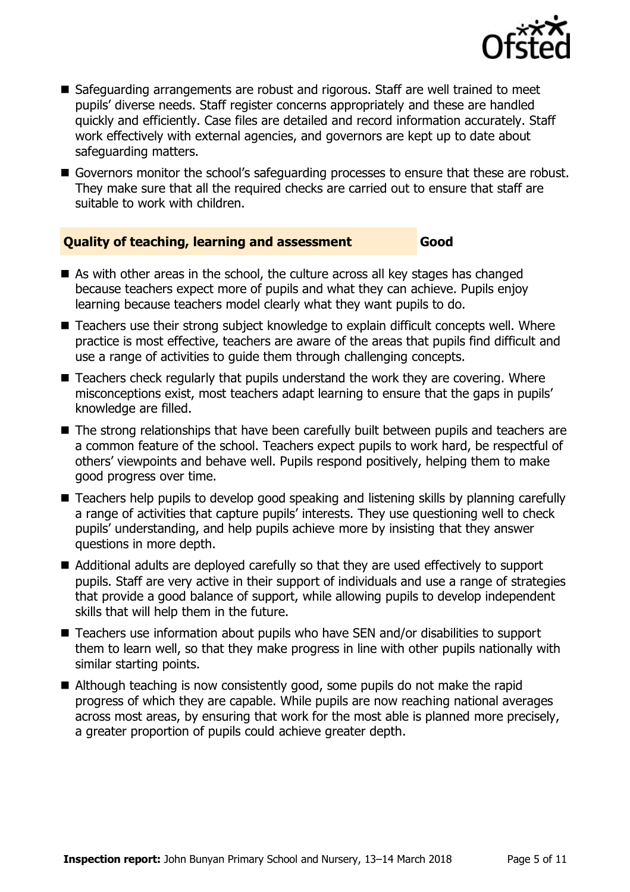- Safeguarding arrangements are robust and rigorous. Staff are well trained to meet pupils' diverse needs. Staff register concerns appropriately and these are handled quickly and efficiently. Case files are detailed and record information accurately. Staff work effectively with external agencies, and governors are kept up to date about safeguarding matters.
- Governors monitor the school's safeguarding processes to ensure that these are robust. They make sure that all the required checks are carried out to ensure that staff are suitable to work with children.

### Quality of teaching, learning and assessment — Good

- As with other areas in the school, the culture across all key stages has changed because teachers expect more of pupils and what they can achieve. Pupils enjoy learning because teachers model clearly what they want pupils to do.
- Teachers use their strong subject knowledge to explain difficult concepts well. Where practice is most effective, teachers are aware of the areas that pupils find difficult and use a range of activities to guide them through challenging concepts.
- Teachers check regularly that pupils understand the work they are covering. Where misconceptions exist, most teachers adapt learning to ensure that the gaps in pupils' knowledge are filled.
- The strong relationships that have been carefully built between pupils and teachers are a common feature of the school. Teachers expect pupils to work hard, be respectful of others' viewpoints and behave well. Pupils respond positively, helping them to make good progress over time.
- Teachers help pupils to develop good speaking and listening skills by planning carefully a range of activities that capture pupils' interests. They use questioning well to check pupils' understanding, and help pupils achieve more by insisting that they answer questions in more depth.
- Additional adults are deployed carefully so that they are used effectively to support pupils. Staff are very active in their support of individuals and use a range of strategies that provide a good balance of support, while allowing pupils to develop independent skills that will help them in the future.
- Teachers use information about pupils who have SEN and/or disabilities to support them to learn well, so that they make progress in line with other pupils nationally with similar starting points.
- Although teaching is now consistently good, some pupils do not make the rapid progress of which they are capable. While pupils are now reaching national averages across most areas, by ensuring that work for the most able is planned more precisely, a greater proportion of pupils could achieve greater depth.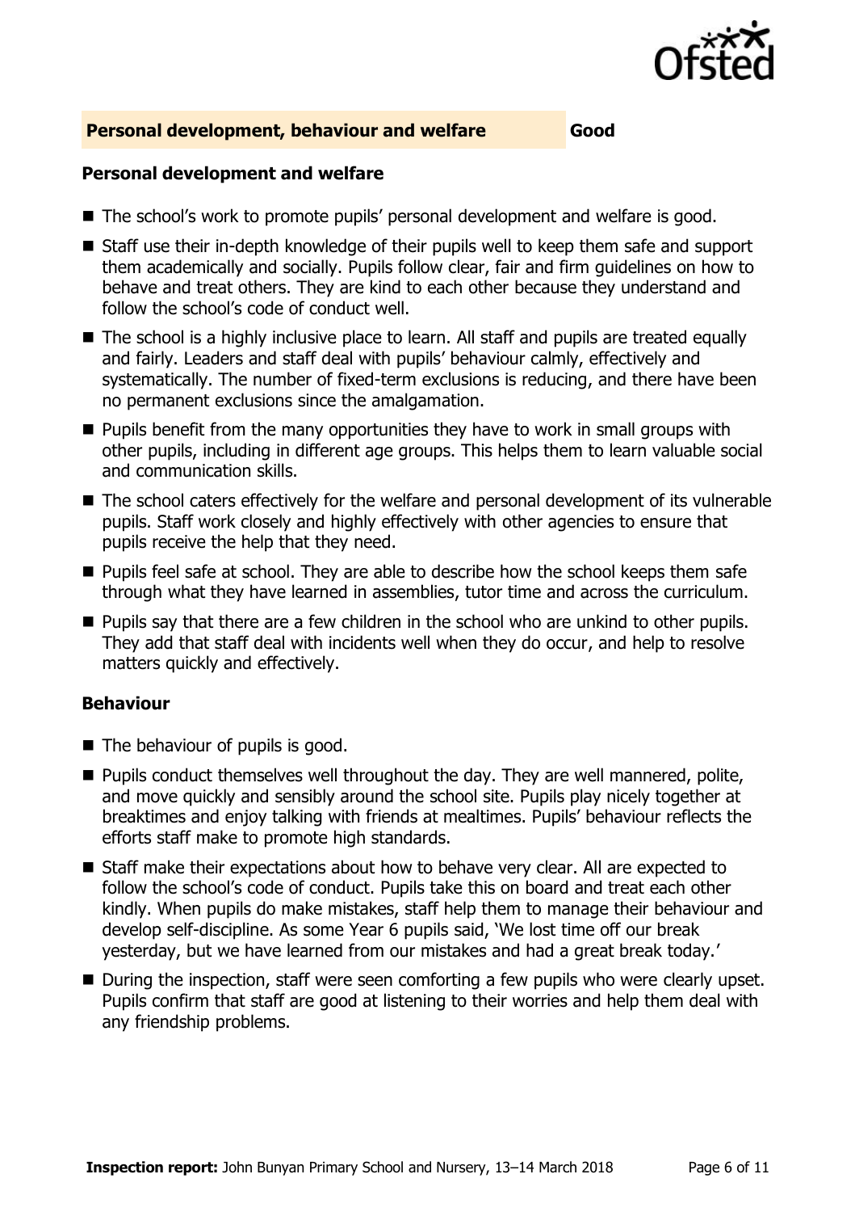## Personal development, behaviour and welfare — Good

### Personal development and welfare

- The school's work to promote pupils' personal development and welfare is good.
- Staff use their in-depth knowledge of their pupils well to keep them safe and support them academically and socially. Pupils follow clear, fair and firm guidelines on how to behave and treat others. They are kind to each other because they understand and follow the school's code of conduct well.
- The school is a highly inclusive place to learn. All staff and pupils are treated equally and fairly. Leaders and staff deal with pupils' behaviour calmly, effectively and systematically. The number of fixed-term exclusions is reducing, and there have been no permanent exclusions since the amalgamation.
- Pupils benefit from the many opportunities they have to work in small groups with other pupils, including in different age groups. This helps them to learn valuable social and communication skills.
- The school caters effectively for the welfare and personal development of its vulnerable pupils. Staff work closely and highly effectively with other agencies to ensure that pupils receive the help that they need.
- Pupils feel safe at school. They are able to describe how the school keeps them safe through what they have learned in assemblies, tutor time and across the curriculum.
- Pupils say that there are a few children in the school who are unkind to other pupils. They add that staff deal with incidents well when they do occur, and help to resolve matters quickly and effectively.

### Behaviour

- The behaviour of pupils is good.
- Pupils conduct themselves well throughout the day. They are well mannered, polite, and move quickly and sensibly around the school site. Pupils play nicely together at breaktimes and enjoy talking with friends at mealtimes. Pupils' behaviour reflects the efforts staff make to promote high standards.
- Staff make their expectations about how to behave very clear. All are expected to follow the school's code of conduct. Pupils take this on board and treat each other kindly. When pupils do make mistakes, staff help them to manage their behaviour and develop self-discipline. As some Year 6 pupils said, 'We lost time off our break yesterday, but we have learned from our mistakes and had a great break today.'
- During the inspection, staff were seen comforting a few pupils who were clearly upset. Pupils confirm that staff are good at listening to their worries and help them deal with any friendship problems.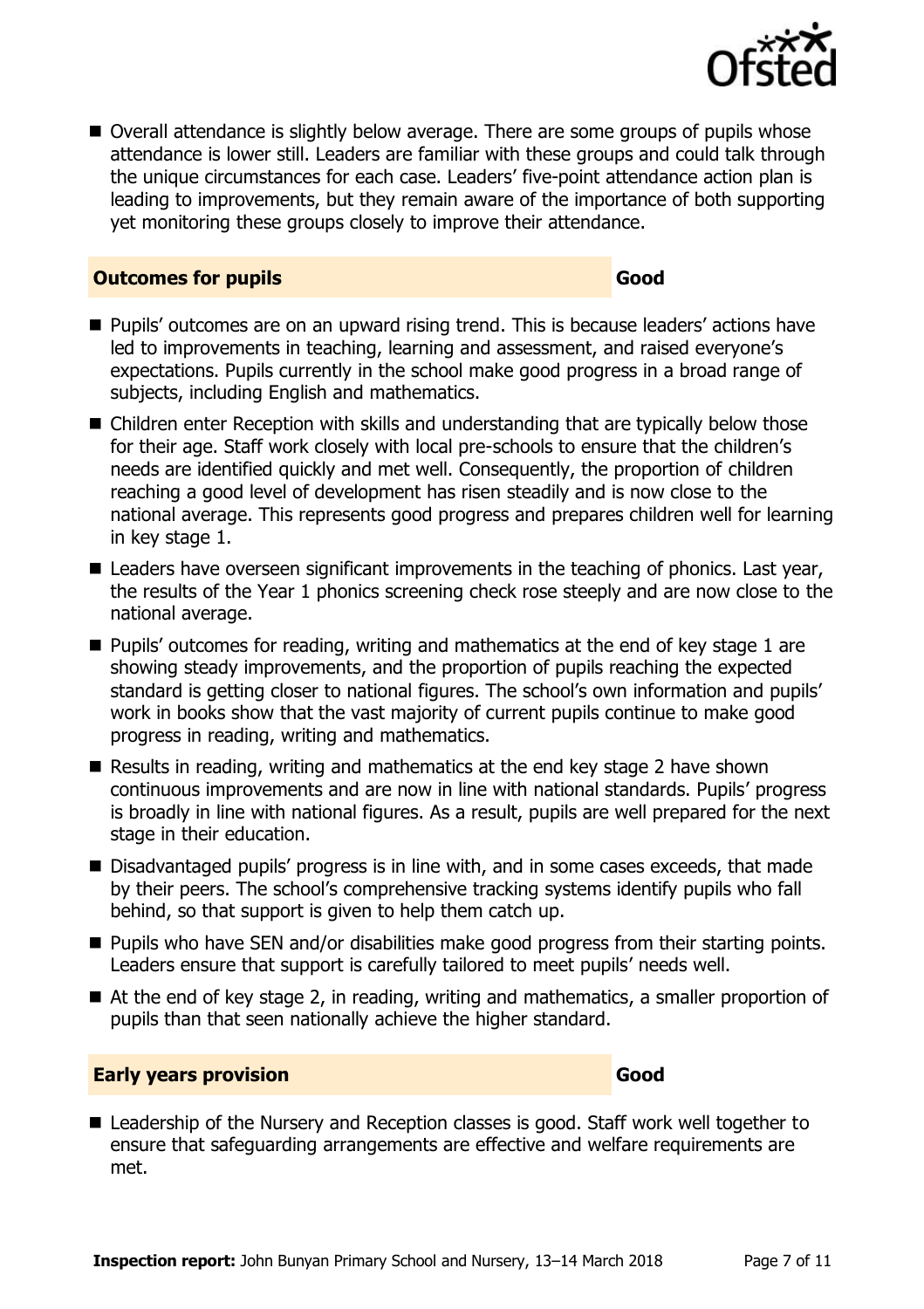- Overall attendance is slightly below average. There are some groups of pupils whose attendance is lower still. Leaders are familiar with these groups and could talk through the unique circumstances for each case. Leaders' five-point attendance action plan is leading to improvements, but they remain aware of the importance of both supporting yet monitoring these groups closely to improve their attendance.

## Outcomes for pupils — Good

- Pupils' outcomes are on an upward rising trend. This is because leaders' actions have led to improvements in teaching, learning and assessment, and raised everyone's expectations. Pupils currently in the school make good progress in a broad range of subjects, including English and mathematics.
- Children enter Reception with skills and understanding that are typically below those for their age. Staff work closely with local pre-schools to ensure that the children's needs are identified quickly and met well. Consequently, the proportion of children reaching a good level of development has risen steadily and is now close to the national average. This represents good progress and prepares children well for learning in key stage 1.
- Leaders have overseen significant improvements in the teaching of phonics. Last year, the results of the Year 1 phonics screening check rose steeply and are now close to the national average.
- Pupils' outcomes for reading, writing and mathematics at the end of key stage 1 are showing steady improvements, and the proportion of pupils reaching the expected standard is getting closer to national figures. The school's own information and pupils' work in books show that the vast majority of current pupils continue to make good progress in reading, writing and mathematics.
- Results in reading, writing and mathematics at the end key stage 2 have shown continuous improvements and are now in line with national standards. Pupils' progress is broadly in line with national figures. As a result, pupils are well prepared for the next stage in their education.
- Disadvantaged pupils' progress is in line with, and in some cases exceeds, that made by their peers. The school's comprehensive tracking systems identify pupils who fall behind, so that support is given to help them catch up.
- Pupils who have SEN and/or disabilities make good progress from their starting points. Leaders ensure that support is carefully tailored to meet pupils' needs well.
- At the end of key stage 2, in reading, writing and mathematics, a smaller proportion of pupils than that seen nationally achieve the higher standard.

## Early years provision — Good

- Leadership of the Nursery and Reception classes is good. Staff work well together to ensure that safeguarding arrangements are effective and welfare requirements are met.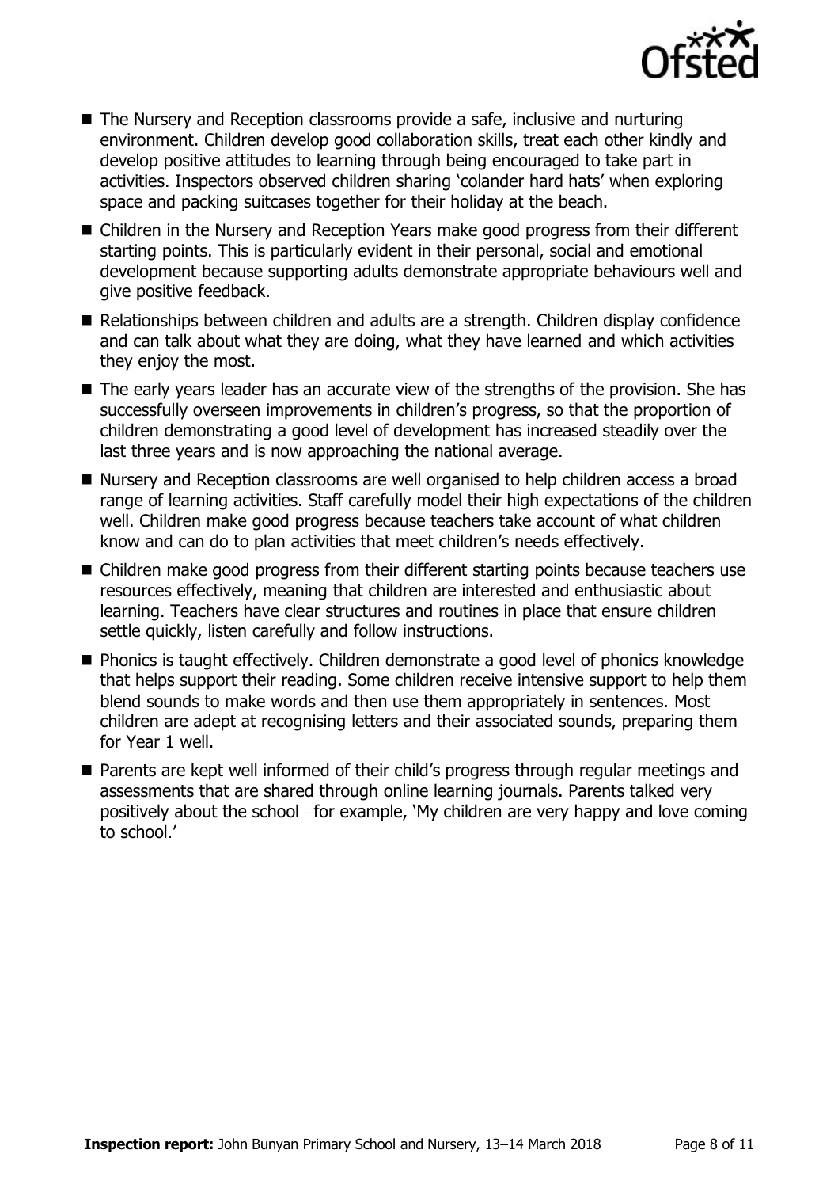- The Nursery and Reception classrooms provide a safe, inclusive and nurturing environment. Children develop good collaboration skills, treat each other kindly and develop positive attitudes to learning through being encouraged to take part in activities. Inspectors observed children sharing 'colander hard hats' when exploring space and packing suitcases together for their holiday at the beach.
- Children in the Nursery and Reception Years make good progress from their different starting points. This is particularly evident in their personal, social and emotional development because supporting adults demonstrate appropriate behaviours well and give positive feedback.
- Relationships between children and adults are a strength. Children display confidence and can talk about what they are doing, what they have learned and which activities they enjoy the most.
- The early years leader has an accurate view of the strengths of the provision. She has successfully overseen improvements in children's progress, so that the proportion of children demonstrating a good level of development has increased steadily over the last three years and is now approaching the national average.
- Nursery and Reception classrooms are well organised to help children access a broad range of learning activities. Staff carefully model their high expectations of the children well. Children make good progress because teachers take account of what children know and can do to plan activities that meet children's needs effectively.
- Children make good progress from their different starting points because teachers use resources effectively, meaning that children are interested and enthusiastic about learning. Teachers have clear structures and routines in place that ensure children settle quickly, listen carefully and follow instructions.
- Phonics is taught effectively. Children demonstrate a good level of phonics knowledge that helps support their reading. Some children receive intensive support to help them blend sounds to make words and then use them appropriately in sentences. Most children are adept at recognising letters and their associated sounds, preparing them for Year 1 well.
- Parents are kept well informed of their child's progress through regular meetings and assessments that are shared through online learning journals. Parents talked very positively about the school –for example, 'My children are very happy and love coming to school.'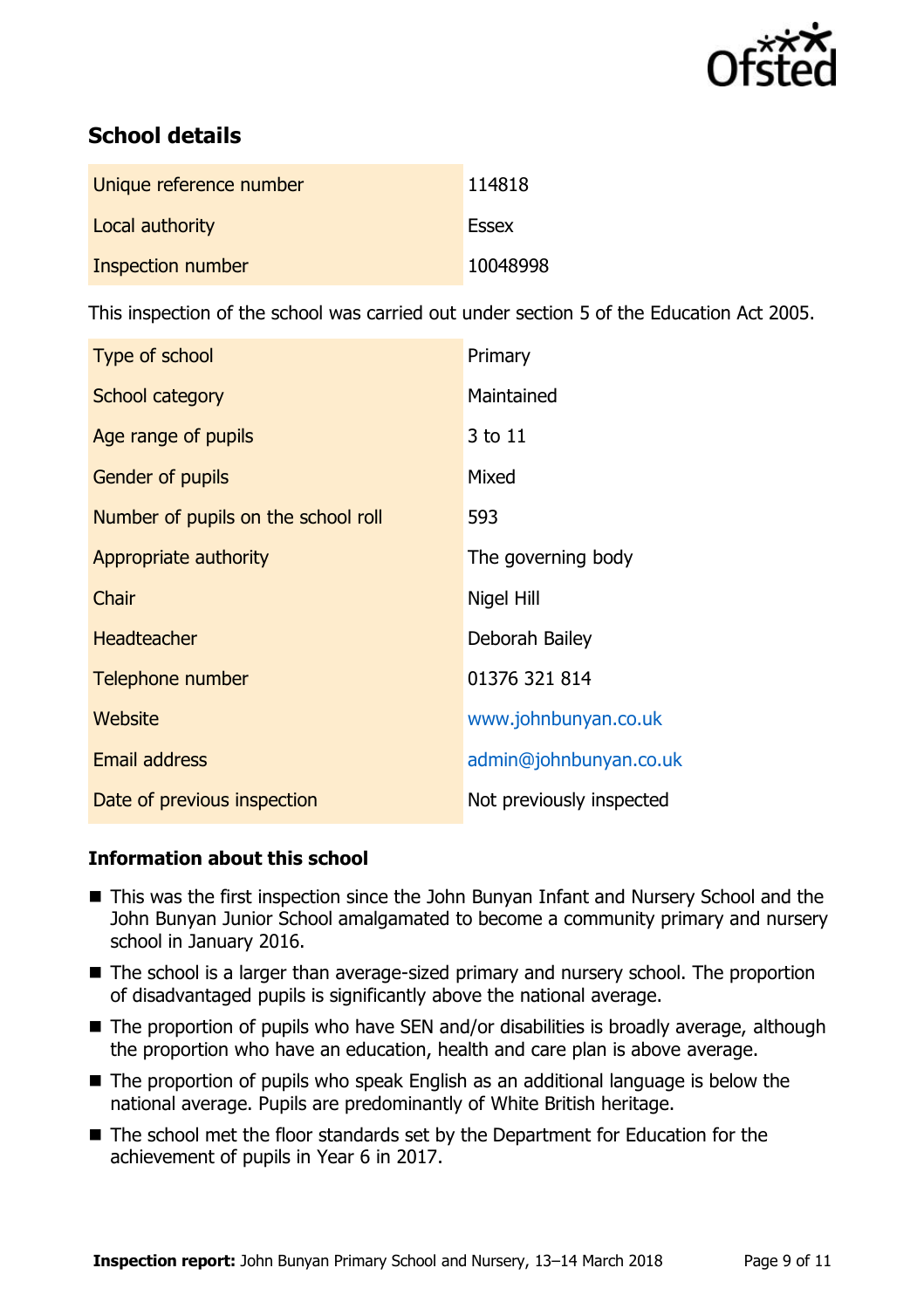## School details

| | |
|---|---|
| Unique reference number | 114818 |
| Local authority | Essex |
| Inspection number | 10048998 |

This inspection of the school was carried out under section 5 of the Education Act 2005.

| | |
|---|---|
| Type of school | Primary |
| School category | Maintained |
| Age range of pupils | 3 to 11 |
| Gender of pupils | Mixed |
| Number of pupils on the school roll | 593 |
| Appropriate authority | The governing body |
| Chair | Nigel Hill |
| Headteacher | Deborah Bailey |
| Telephone number | 01376 321 814 |
| Website | www.johnbunyan.co.uk |
| Email address | admin@johnbunyan.co.uk |
| Date of previous inspection | Not previously inspected |

### Information about this school

- This was the first inspection since the John Bunyan Infant and Nursery School and the John Bunyan Junior School amalgamated to become a community primary and nursery school in January 2016.
- The school is a larger than average-sized primary and nursery school. The proportion of disadvantaged pupils is significantly above the national average.
- The proportion of pupils who have SEN and/or disabilities is broadly average, although the proportion who have an education, health and care plan is above average.
- The proportion of pupils who speak English as an additional language is below the national average. Pupils are predominantly of White British heritage.
- The school met the floor standards set by the Department for Education for the achievement of pupils in Year 6 in 2017.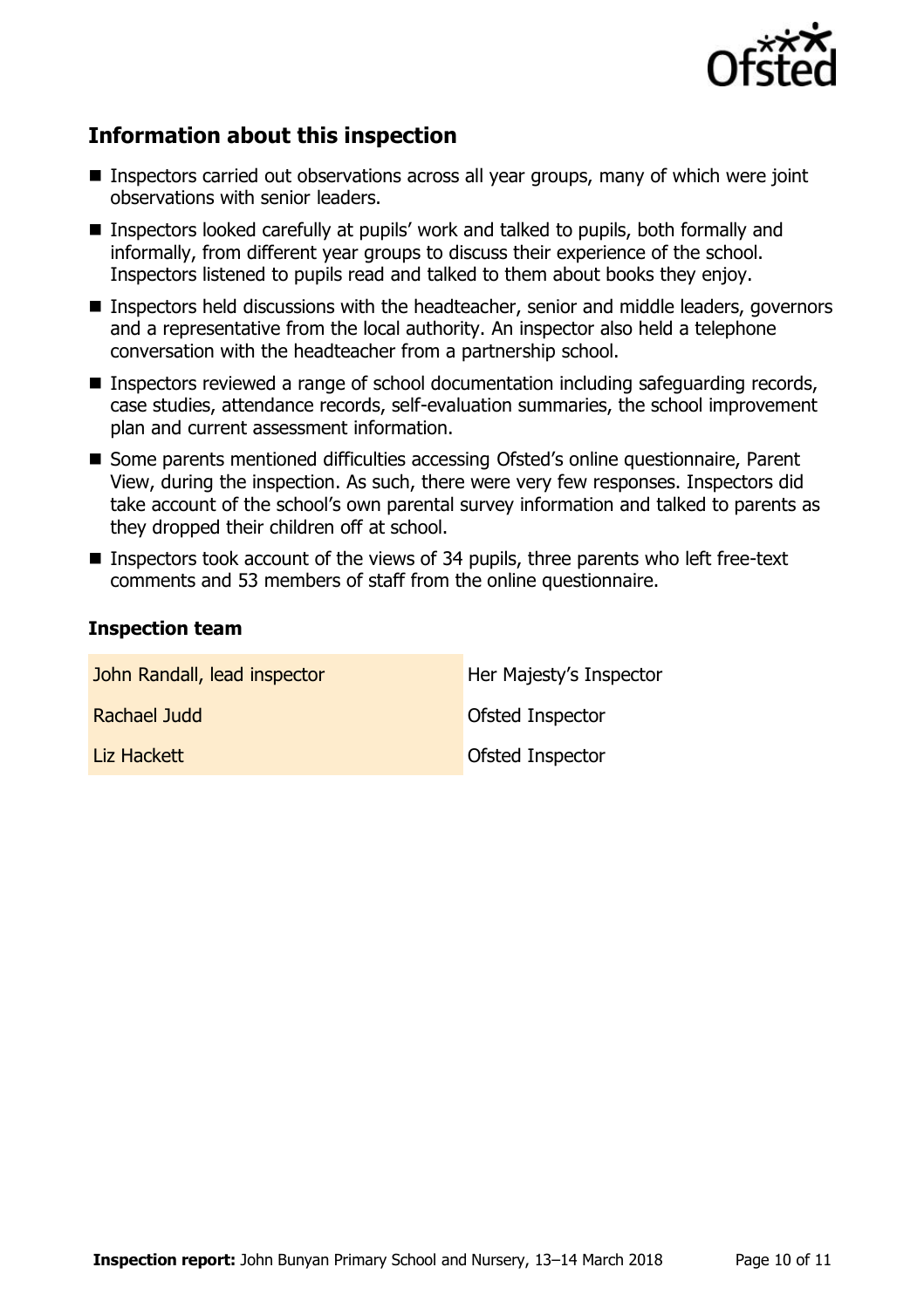## Information about this inspection

- Inspectors carried out observations across all year groups, many of which were joint observations with senior leaders.
- Inspectors looked carefully at pupils' work and talked to pupils, both formally and informally, from different year groups to discuss their experience of the school. Inspectors listened to pupils read and talked to them about books they enjoy.
- Inspectors held discussions with the headteacher, senior and middle leaders, governors and a representative from the local authority. An inspector also held a telephone conversation with the headteacher from a partnership school.
- Inspectors reviewed a range of school documentation including safeguarding records, case studies, attendance records, self-evaluation summaries, the school improvement plan and current assessment information.
- Some parents mentioned difficulties accessing Ofsted's online questionnaire, Parent View, during the inspection. As such, there were very few responses. Inspectors did take account of the school's own parental survey information and talked to parents as they dropped their children off at school.
- Inspectors took account of the views of 34 pupils, three parents who left free-text comments and 53 members of staff from the online questionnaire.

### Inspection team

| | |
|---|---|
| John Randall, lead inspector | Her Majesty's Inspector |
| Rachael Judd | Ofsted Inspector |
| Liz Hackett | Ofsted Inspector |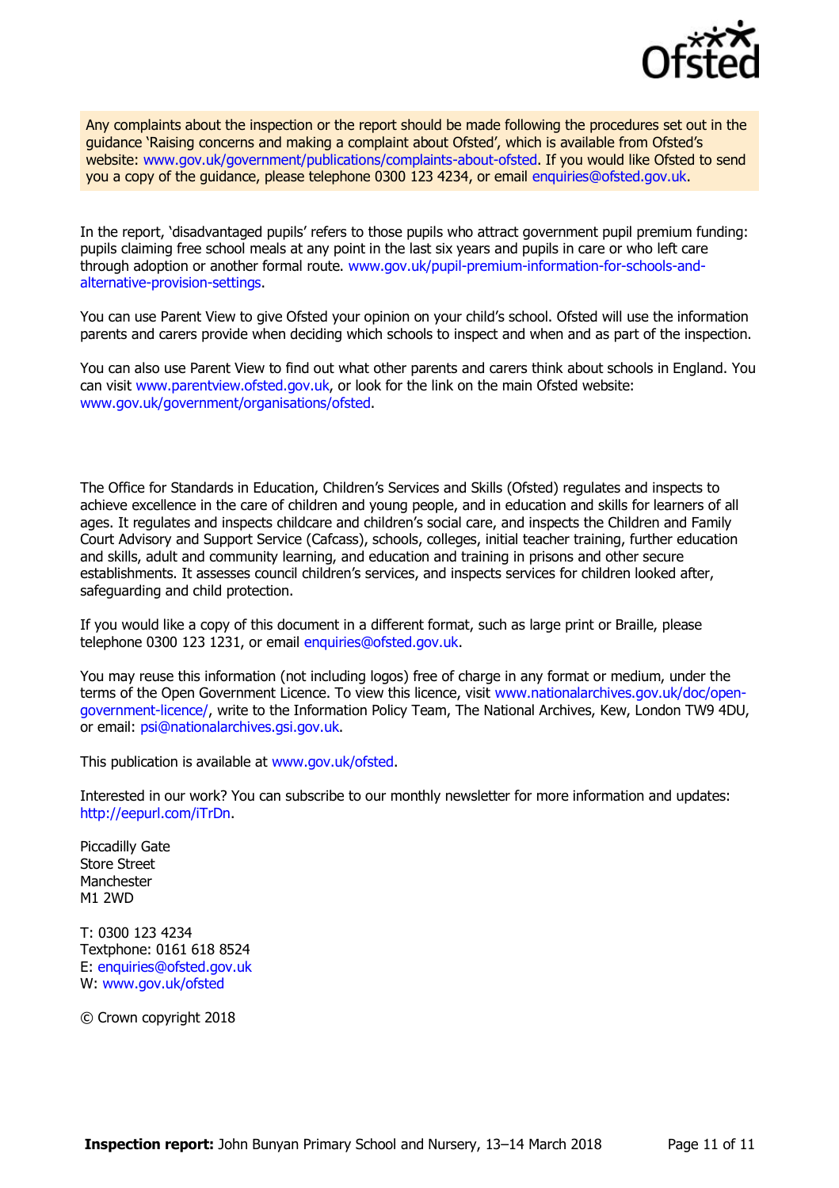Any complaints about the inspection or the report should be made following the procedures set out in the guidance 'Raising concerns and making a complaint about Ofsted', which is available from Ofsted's website: www.gov.uk/government/publications/complaints-about-ofsted. If you would like Ofsted to send you a copy of the guidance, please telephone 0300 123 4234, or email enquiries@ofsted.gov.uk.

In the report, 'disadvantaged pupils' refers to those pupils who attract government pupil premium funding: pupils claiming free school meals at any point in the last six years and pupils in care or who left care through adoption or another formal route. www.gov.uk/pupil-premium-information-for-schools-and-alternative-provision-settings.

You can use Parent View to give Ofsted your opinion on your child's school. Ofsted will use the information parents and carers provide when deciding which schools to inspect and when and as part of the inspection.

You can also use Parent View to find out what other parents and carers think about schools in England. You can visit www.parentview.ofsted.gov.uk, or look for the link on the main Ofsted website: www.gov.uk/government/organisations/ofsted.

The Office for Standards in Education, Children's Services and Skills (Ofsted) regulates and inspects to achieve excellence in the care of children and young people, and in education and skills for learners of all ages. It regulates and inspects childcare and children's social care, and inspects the Children and Family Court Advisory and Support Service (Cafcass), schools, colleges, initial teacher training, further education and skills, adult and community learning, and education and training in prisons and other secure establishments. It assesses council children's services, and inspects services for children looked after, safeguarding and child protection.

If you would like a copy of this document in a different format, such as large print or Braille, please telephone 0300 123 1231, or email enquiries@ofsted.gov.uk.

You may reuse this information (not including logos) free of charge in any format or medium, under the terms of the Open Government Licence. To view this licence, visit www.nationalarchives.gov.uk/doc/open-government-licence/, write to the Information Policy Team, The National Archives, Kew, London TW9 4DU, or email: psi@nationalarchives.gsi.gov.uk.

This publication is available at www.gov.uk/ofsted.

Interested in our work? You can subscribe to our monthly newsletter for more information and updates: http://eepurl.com/iTrDn.

Piccadilly Gate
Store Street
Manchester
M1 2WD

T: 0300 123 4234
Textphone: 0161 618 8524
E: enquiries@ofsted.gov.uk
W: www.gov.uk/ofsted

© Crown copyright 2018